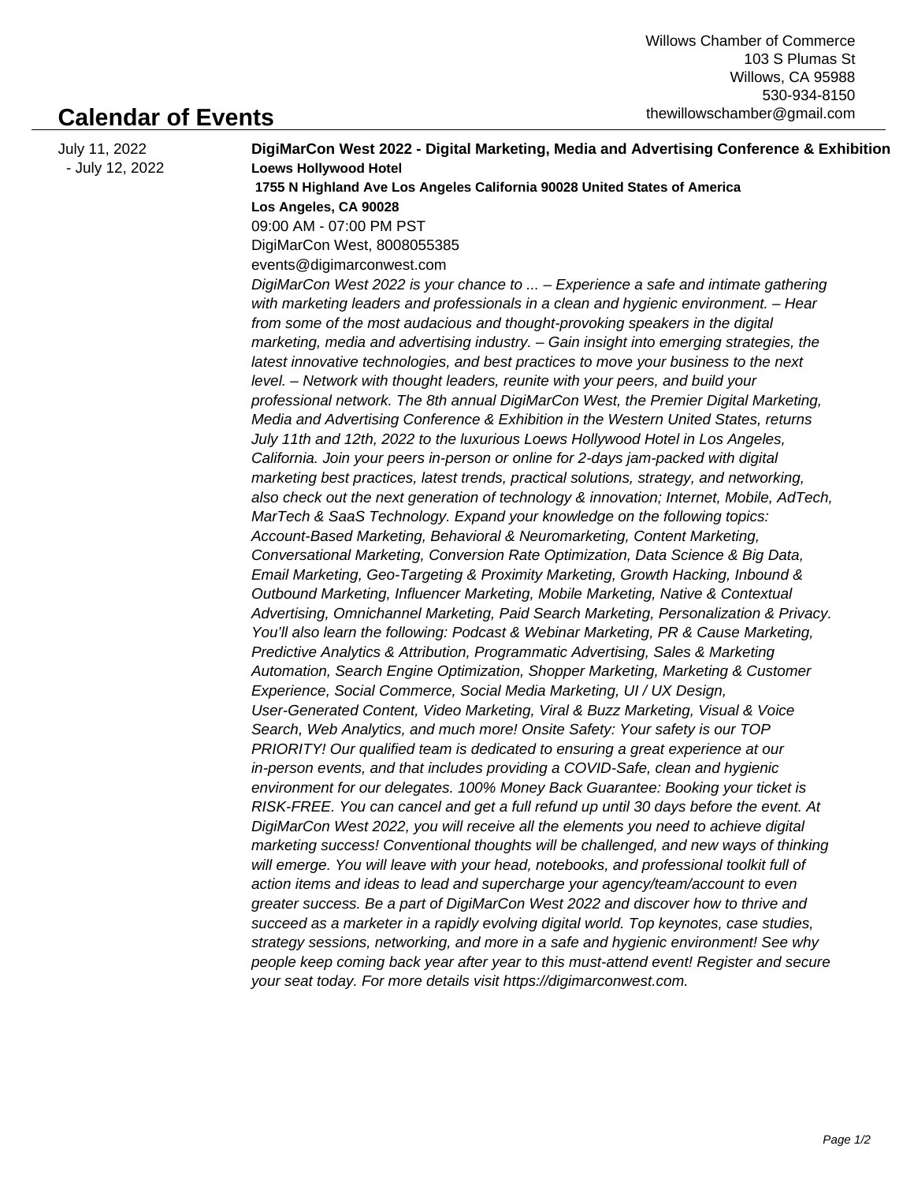Willows Chamber of Commerce
103 S Plumas St
Willows, CA 95988
530-934-8150
thewillowschamber@gmail.com

# Calendar of Events

July 11, 2022 - July 12, 2022

**DigiMarCon West 2022 - Digital Marketing, Media and Advertising Conference & Exhibition**

**Loews Hollywood Hotel**

**1755 N Highland Ave Los Angeles California 90028 United States of America**

**Los Angeles, CA 90028**

09:00 AM - 07:00 PM PST

DigiMarCon West, 8008055385

events@digimarconwest.com

*DigiMarCon West 2022 is your chance to ... – Experience a safe and intimate gathering with marketing leaders and professionals in a clean and hygienic environment. – Hear from some of the most audacious and thought-provoking speakers in the digital marketing, media and advertising industry. – Gain insight into emerging strategies, the latest innovative technologies, and best practices to move your business to the next level. – Network with thought leaders, reunite with your peers, and build your professional network. The 8th annual DigiMarCon West, the Premier Digital Marketing, Media and Advertising Conference & Exhibition in the Western United States, returns July 11th and 12th, 2022 to the luxurious Loews Hollywood Hotel in Los Angeles, California. Join your peers in-person or online for 2-days jam-packed with digital marketing best practices, latest trends, practical solutions, strategy, and networking, also check out the next generation of technology & innovation; Internet, Mobile, AdTech, MarTech & SaaS Technology. Expand your knowledge on the following topics: Account-Based Marketing, Behavioral & Neuromarketing, Content Marketing, Conversational Marketing, Conversion Rate Optimization, Data Science & Big Data, Email Marketing, Geo-Targeting & Proximity Marketing, Growth Hacking, Inbound & Outbound Marketing, Influencer Marketing, Mobile Marketing, Native & Contextual Advertising, Omnichannel Marketing, Paid Search Marketing, Personalization & Privacy. You'll also learn the following: Podcast & Webinar Marketing, PR & Cause Marketing, Predictive Analytics & Attribution, Programmatic Advertising, Sales & Marketing Automation, Search Engine Optimization, Shopper Marketing, Marketing & Customer Experience, Social Commerce, Social Media Marketing, UI / UX Design, User-Generated Content, Video Marketing, Viral & Buzz Marketing, Visual & Voice Search, Web Analytics, and much more! Onsite Safety: Your safety is our TOP PRIORITY! Our qualified team is dedicated to ensuring a great experience at our in-person events, and that includes providing a COVID-Safe, clean and hygienic environment for our delegates. 100% Money Back Guarantee: Booking your ticket is RISK-FREE. You can cancel and get a full refund up until 30 days before the event. At DigiMarCon West 2022, you will receive all the elements you need to achieve digital marketing success! Conventional thoughts will be challenged, and new ways of thinking will emerge. You will leave with your head, notebooks, and professional toolkit full of action items and ideas to lead and supercharge your agency/team/account to even greater success. Be a part of DigiMarCon West 2022 and discover how to thrive and succeed as a marketer in a rapidly evolving digital world. Top keynotes, case studies, strategy sessions, networking, and more in a safe and hygienic environment! See why people keep coming back year after year to this must-attend event! Register and secure your seat today. For more details visit https://digimarconwest.com.*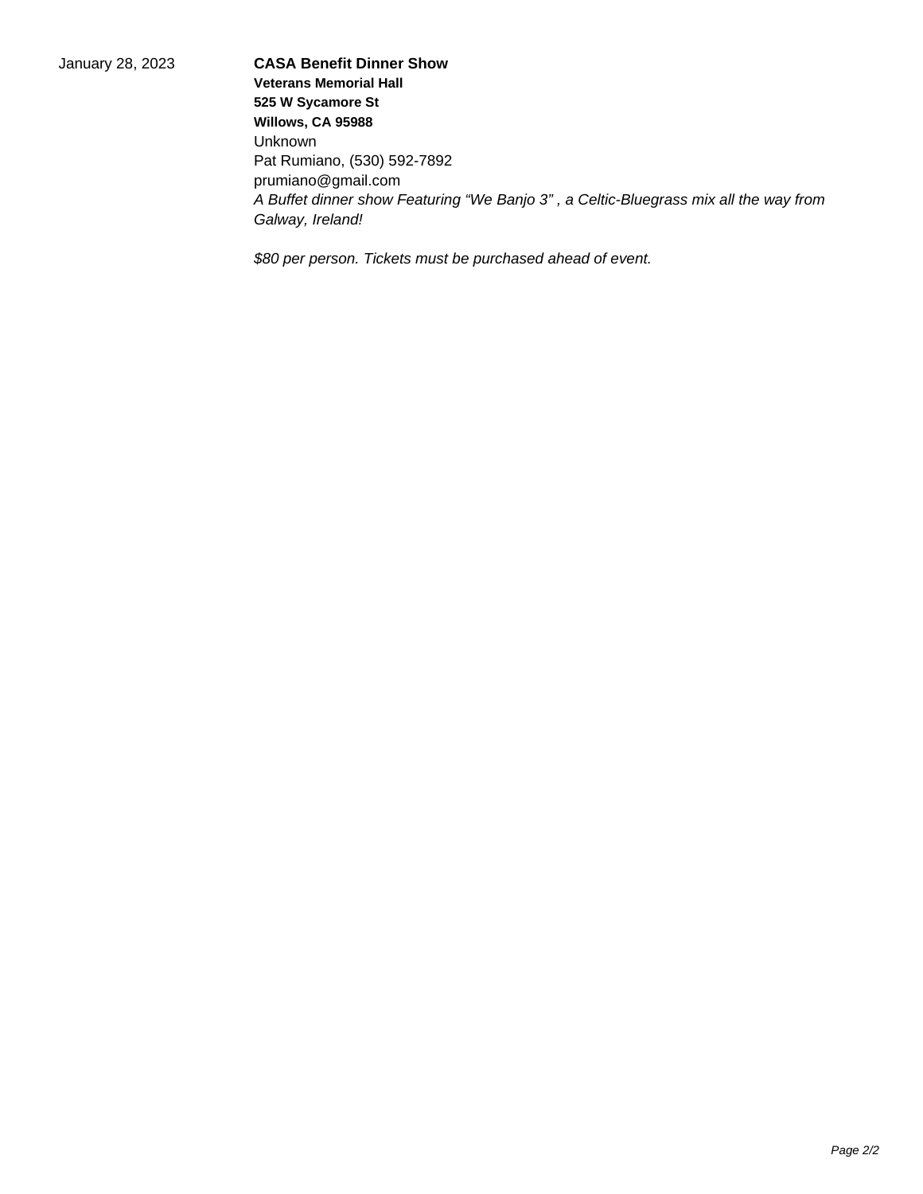January 28, 2023

**CASA Benefit Dinner Show**
**Veterans Memorial Hall**
**525 W Sycamore St**
**Willows, CA 95988**
Unknown
Pat Rumiano, (530) 592-7892
prumiano@gmail.com
*A Buffet dinner show Featuring "We Banjo 3" , a Celtic-Bluegrass mix all the way from Galway, Ireland!*

*$80 per person. Tickets must be purchased ahead of event.*